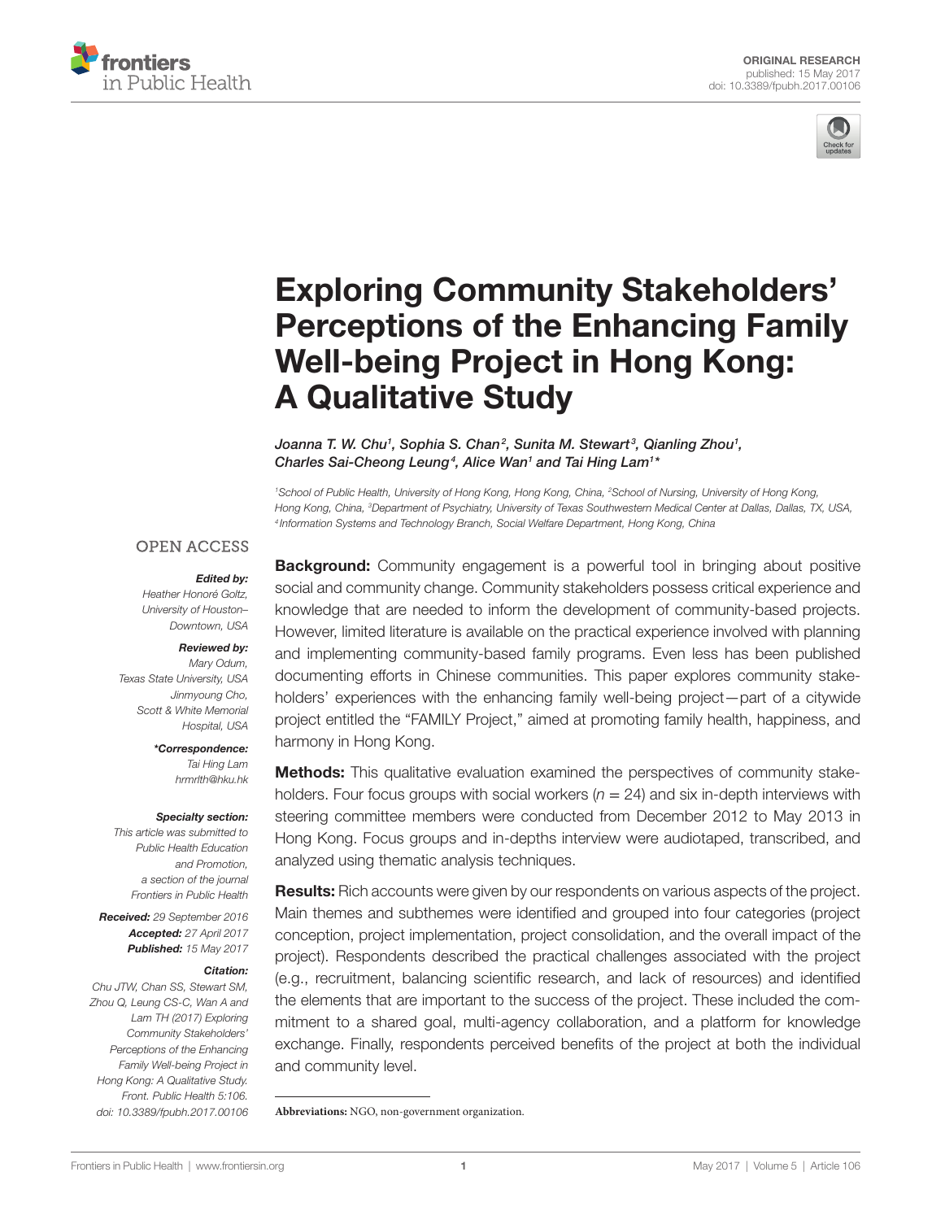ORIGINAL RESEARCH
published: 15 May 2017
doi: 10.3389/fpubh.2017.00106

# Exploring Community Stakeholders' Perceptions of the Enhancing Family Well-being Project in Hong Kong: A Qualitative Study

*Joanna T. W. Chu[1], Sophia S. Chan[2], Sunita M. Stewart[3], Qianling Zhou[1], Charles Sai-Cheong Leung[4], Alice Wan[1] and Tai Hing Lam[1]**

[1]School of Public Health, University of Hong Kong, Hong Kong, China, [2]School of Nursing, University of Hong Kong, Hong Kong, China, [3]Department of Psychiatry, University of Texas Southwestern Medical Center at Dallas, Dallas, TX, USA, [4]Information Systems and Technology Branch, Social Welfare Department, Hong Kong, China

OPEN ACCESS

***Edited by:***
*Heather Honoré Goltz, University of Houston–Downtown, USA*

***Reviewed by:***
*Mary Odum, Texas State University, USA*
*Jinmyoung Cho, Scott & White Memorial Hospital, USA*

***\*Correspondence:***
*Tai Hing Lam*
*hrmrlth@hku.hk*

***Specialty section:***
*This article was submitted to Public Health Education and Promotion, a section of the journal Frontiers in Public Health*

***Received:*** *29 September 2016*
***Accepted:*** *27 April 2017*
***Published:*** *15 May 2017*

***Citation:***
*Chu JTW, Chan SS, Stewart SM, Zhou Q, Leung CS-C, Wan A and Lam TH (2017) Exploring Community Stakeholders' Perceptions of the Enhancing Family Well-being Project in Hong Kong: A Qualitative Study. Front. Public Health 5:106. doi: 10.3389/fpubh.2017.00106*

**Background:** Community engagement is a powerful tool in bringing about positive social and community change. Community stakeholders possess critical experience and knowledge that are needed to inform the development of community-based projects. However, limited literature is available on the practical experience involved with planning and implementing community-based family programs. Even less has been published documenting efforts in Chinese communities. This paper explores community stakeholders' experiences with the enhancing family well-being project—part of a citywide project entitled the "FAMILY Project," aimed at promoting family health, happiness, and harmony in Hong Kong.

**Methods:** This qualitative evaluation examined the perspectives of community stakeholders. Four focus groups with social workers ($n = 24$) and six in-depth interviews with steering committee members were conducted from December 2012 to May 2013 in Hong Kong. Focus groups and in-depths interview were audiotaped, transcribed, and analyzed using thematic analysis techniques.

**Results:** Rich accounts were given by our respondents on various aspects of the project. Main themes and subthemes were identified and grouped into four categories (project conception, project implementation, project consolidation, and the overall impact of the project). Respondents described the practical challenges associated with the project (e.g., recruitment, balancing scientific research, and lack of resources) and identified the elements that are important to the success of the project. These included the commitment to a shared goal, multi-agency collaboration, and a platform for knowledge exchange. Finally, respondents perceived benefits of the project at both the individual and community level.

**Abbreviations:** NGO, non-government organization.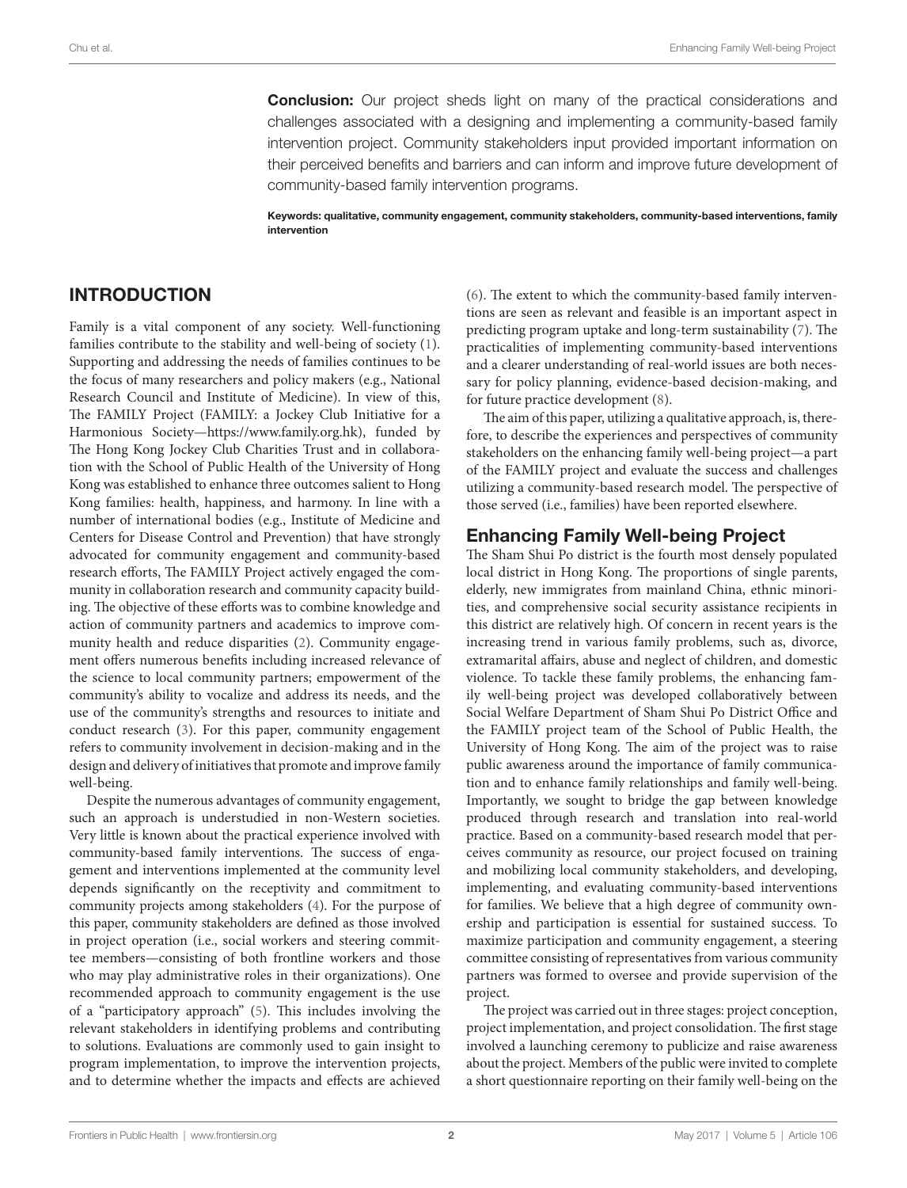**Conclusion:** Our project sheds light on many of the practical considerations and challenges associated with a designing and implementing a community-based family intervention project. Community stakeholders input provided important information on their perceived benefits and barriers and can inform and improve future development of community-based family intervention programs.

**Keywords: qualitative, community engagement, community stakeholders, community-based interventions, family intervention**

## INTRODUCTION

Family is a vital component of any society. Well-functioning families contribute to the stability and well-being of society (1). Supporting and addressing the needs of families continues to be the focus of many researchers and policy makers (e.g., National Research Council and Institute of Medicine). In view of this, The FAMILY Project (FAMILY: a Jockey Club Initiative for a Harmonious Society—https://www.family.org.hk), funded by The Hong Kong Jockey Club Charities Trust and in collaboration with the School of Public Health of the University of Hong Kong was established to enhance three outcomes salient to Hong Kong families: health, happiness, and harmony. In line with a number of international bodies (e.g., Institute of Medicine and Centers for Disease Control and Prevention) that have strongly advocated for community engagement and community-based research efforts, The FAMILY Project actively engaged the community in collaboration research and community capacity building. The objective of these efforts was to combine knowledge and action of community partners and academics to improve community health and reduce disparities (2). Community engagement offers numerous benefits including increased relevance of the science to local community partners; empowerment of the community's ability to vocalize and address its needs, and the use of the community's strengths and resources to initiate and conduct research (3). For this paper, community engagement refers to community involvement in decision-making and in the design and delivery of initiatives that promote and improve family well-being.

Despite the numerous advantages of community engagement, such an approach is understudied in non-Western societies. Very little is known about the practical experience involved with community-based family interventions. The success of engagement and interventions implemented at the community level depends significantly on the receptivity and commitment to community projects among stakeholders (4). For the purpose of this paper, community stakeholders are defined as those involved in project operation (i.e., social workers and steering committee members—consisting of both frontline workers and those who may play administrative roles in their organizations). One recommended approach to community engagement is the use of a "participatory approach" (5). This includes involving the relevant stakeholders in identifying problems and contributing to solutions. Evaluations are commonly used to gain insight to program implementation, to improve the intervention projects, and to determine whether the impacts and effects are achieved (6). The extent to which the community-based family interventions are seen as relevant and feasible is an important aspect in predicting program uptake and long-term sustainability (7). The practicalities of implementing community-based interventions and a clearer understanding of real-world issues are both necessary for policy planning, evidence-based decision-making, and for future practice development (8).

The aim of this paper, utilizing a qualitative approach, is, therefore, to describe the experiences and perspectives of community stakeholders on the enhancing family well-being project—a part of the FAMILY project and evaluate the success and challenges utilizing a community-based research model. The perspective of those served (i.e., families) have been reported elsewhere.

### Enhancing Family Well-being Project

The Sham Shui Po district is the fourth most densely populated local district in Hong Kong. The proportions of single parents, elderly, new immigrates from mainland China, ethnic minorities, and comprehensive social security assistance recipients in this district are relatively high. Of concern in recent years is the increasing trend in various family problems, such as, divorce, extramarital affairs, abuse and neglect of children, and domestic violence. To tackle these family problems, the enhancing family well-being project was developed collaboratively between Social Welfare Department of Sham Shui Po District Office and the FAMILY project team of the School of Public Health, the University of Hong Kong. The aim of the project was to raise public awareness around the importance of family communication and to enhance family relationships and family well-being. Importantly, we sought to bridge the gap between knowledge produced through research and translation into real-world practice. Based on a community-based research model that perceives community as resource, our project focused on training and mobilizing local community stakeholders, and developing, implementing, and evaluating community-based interventions for families. We believe that a high degree of community ownership and participation is essential for sustained success. To maximize participation and community engagement, a steering committee consisting of representatives from various community partners was formed to oversee and provide supervision of the project.

The project was carried out in three stages: project conception, project implementation, and project consolidation. The first stage involved a launching ceremony to publicize and raise awareness about the project. Members of the public were invited to complete a short questionnaire reporting on their family well-being on the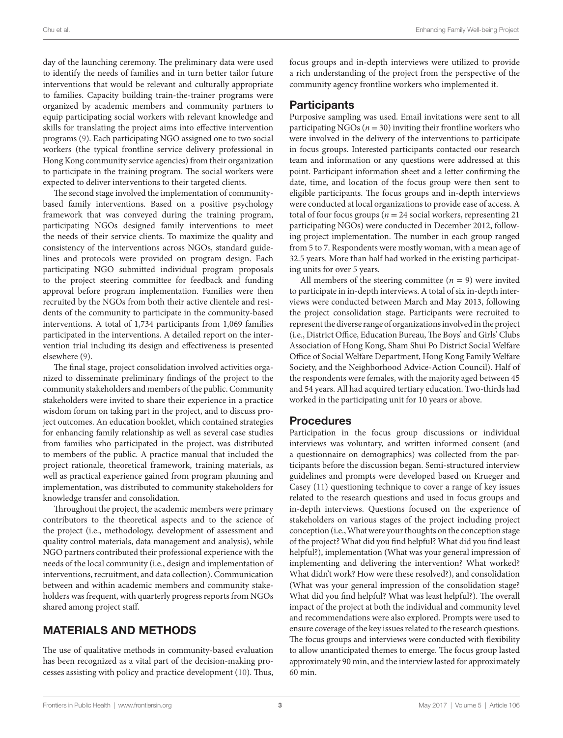day of the launching ceremony. The preliminary data were used to identify the needs of families and in turn better tailor future interventions that would be relevant and culturally appropriate to families. Capacity building train-the-trainer programs were organized by academic members and community partners to equip participating social workers with relevant knowledge and skills for translating the project aims into effective intervention programs (9). Each participating NGO assigned one to two social workers (the typical frontline service delivery professional in Hong Kong community service agencies) from their organization to participate in the training program. The social workers were expected to deliver interventions to their targeted clients.

The second stage involved the implementation of community-based family interventions. Based on a positive psychology framework that was conveyed during the training program, participating NGOs designed family interventions to meet the needs of their service clients. To maximize the quality and consistency of the interventions across NGOs, standard guidelines and protocols were provided on program design. Each participating NGO submitted individual program proposals to the project steering committee for feedback and funding approval before program implementation. Families were then recruited by the NGOs from both their active clientele and residents of the community to participate in the community-based interventions. A total of 1,734 participants from 1,069 families participated in the interventions. A detailed report on the intervention trial including its design and effectiveness is presented elsewhere (9).

The final stage, project consolidation involved activities organized to disseminate preliminary findings of the project to the community stakeholders and members of the public. Community stakeholders were invited to share their experience in a practice wisdom forum on taking part in the project, and to discuss project outcomes. An education booklet, which contained strategies for enhancing family relationship as well as several case studies from families who participated in the project, was distributed to members of the public. A practice manual that included the project rationale, theoretical framework, training materials, as well as practical experience gained from program planning and implementation, was distributed to community stakeholders for knowledge transfer and consolidation.

Throughout the project, the academic members were primary contributors to the theoretical aspects and to the science of the project (i.e., methodology, development of assessment and quality control materials, data management and analysis), while NGO partners contributed their professional experience with the needs of the local community (i.e., design and implementation of interventions, recruitment, and data collection). Communication between and within academic members and community stakeholders was frequent, with quarterly progress reports from NGOs shared among project staff.

## MATERIALS AND METHODS

The use of qualitative methods in community-based evaluation has been recognized as a vital part of the decision-making processes assisting with policy and practice development (10). Thus, focus groups and in-depth interviews were utilized to provide a rich understanding of the project from the perspective of the community agency frontline workers who implemented it.

### Participants

Purposive sampling was used. Email invitations were sent to all participating NGOs ($n = 30$) inviting their frontline workers who were involved in the delivery of the interventions to participate in focus groups. Interested participants contacted our research team and information or any questions were addressed at this point. Participant information sheet and a letter confirming the date, time, and location of the focus group were then sent to eligible participants. The focus groups and in-depth interviews were conducted at local organizations to provide ease of access. A total of four focus groups ($n = 24$ social workers, representing 21 participating NGOs) were conducted in December 2012, following project implementation. The number in each group ranged from 5 to 7. Respondents were mostly woman, with a mean age of 32.5 years. More than half had worked in the existing participating units for over 5 years.

All members of the steering committee ($n = 9$) were invited to participate in in-depth interviews. A total of six in-depth interviews were conducted between March and May 2013, following the project consolidation stage. Participants were recruited to represent the diverse range of organizations involved in the project (i.e., District Office, Education Bureau, The Boys' and Girls' Clubs Association of Hong Kong, Sham Shui Po District Social Welfare Office of Social Welfare Department, Hong Kong Family Welfare Society, and the Neighborhood Advice-Action Council). Half of the respondents were females, with the majority aged between 45 and 54 years. All had acquired tertiary education. Two-thirds had worked in the participating unit for 10 years or above.

### Procedures

Participation in the focus group discussions or individual interviews was voluntary, and written informed consent (and a questionnaire on demographics) was collected from the participants before the discussion began. Semi-structured interview guidelines and prompts were developed based on Krueger and Casey (11) questioning technique to cover a range of key issues related to the research questions and used in focus groups and in-depth interviews. Questions focused on the experience of stakeholders on various stages of the project including project conception (i.e., What were your thoughts on the conception stage of the project? What did you find helpful? What did you find least helpful?), implementation (What was your general impression of implementing and delivering the intervention? What worked? What didn't work? How were these resolved?), and consolidation (What was your general impression of the consolidation stage? What did you find helpful? What was least helpful?). The overall impact of the project at both the individual and community level and recommendations were also explored. Prompts were used to ensure coverage of the key issues related to the research questions. The focus groups and interviews were conducted with flexibility to allow unanticipated themes to emerge. The focus group lasted approximately 90 min, and the interview lasted for approximately 60 min.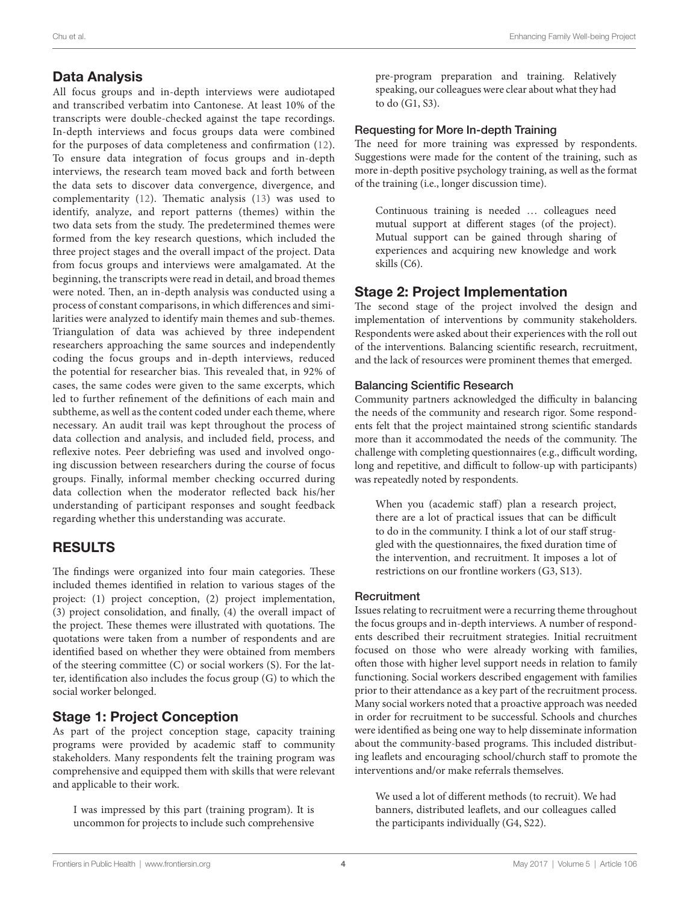## Data Analysis

All focus groups and in-depth interviews were audiotaped and transcribed verbatim into Cantonese. At least 10% of the transcripts were double-checked against the tape recordings. In-depth interviews and focus groups data were combined for the purposes of data completeness and confirmation (12). To ensure data integration of focus groups and in-depth interviews, the research team moved back and forth between the data sets to discover data convergence, divergence, and complementarity (12). Thematic analysis (13) was used to identify, analyze, and report patterns (themes) within the two data sets from the study. The predetermined themes were formed from the key research questions, which included the three project stages and the overall impact of the project. Data from focus groups and interviews were amalgamated. At the beginning, the transcripts were read in detail, and broad themes were noted. Then, an in-depth analysis was conducted using a process of constant comparisons, in which differences and similarities were analyzed to identify main themes and sub-themes. Triangulation of data was achieved by three independent researchers approaching the same sources and independently coding the focus groups and in-depth interviews, reduced the potential for researcher bias. This revealed that, in 92% of cases, the same codes were given to the same excerpts, which led to further refinement of the definitions of each main and subtheme, as well as the content coded under each theme, where necessary. An audit trail was kept throughout the process of data collection and analysis, and included field, process, and reflexive notes. Peer debriefing was used and involved ongoing discussion between researchers during the course of focus groups. Finally, informal member checking occurred during data collection when the moderator reflected back his/her understanding of participant responses and sought feedback regarding whether this understanding was accurate.

# RESULTS

The findings were organized into four main categories. These included themes identified in relation to various stages of the project: (1) project conception, (2) project implementation, (3) project consolidation, and finally, (4) the overall impact of the project. These themes were illustrated with quotations. The quotations were taken from a number of respondents and are identified based on whether they were obtained from members of the steering committee (C) or social workers (S). For the latter, identification also includes the focus group (G) to which the social worker belonged.

## Stage 1: Project Conception

As part of the project conception stage, capacity training programs were provided by academic staff to community stakeholders. Many respondents felt the training program was comprehensive and equipped them with skills that were relevant and applicable to their work.

> I was impressed by this part (training program). It is uncommon for projects to include such comprehensive pre-program preparation and training. Relatively speaking, our colleagues were clear about what they had to do (G1, S3).

### Requesting for More In-depth Training

The need for more training was expressed by respondents. Suggestions were made for the content of the training, such as more in-depth positive psychology training, as well as the format of the training (i.e., longer discussion time).

> Continuous training is needed … colleagues need mutual support at different stages (of the project). Mutual support can be gained through sharing of experiences and acquiring new knowledge and work skills (C6).

## Stage 2: Project Implementation

The second stage of the project involved the design and implementation of interventions by community stakeholders. Respondents were asked about their experiences with the roll out of the interventions. Balancing scientific research, recruitment, and the lack of resources were prominent themes that emerged.

### Balancing Scientific Research

Community partners acknowledged the difficulty in balancing the needs of the community and research rigor. Some respondents felt that the project maintained strong scientific standards more than it accommodated the needs of the community. The challenge with completing questionnaires (e.g., difficult wording, long and repetitive, and difficult to follow-up with participants) was repeatedly noted by respondents.

> When you (academic staff) plan a research project, there are a lot of practical issues that can be difficult to do in the community. I think a lot of our staff struggled with the questionnaires, the fixed duration time of the intervention, and recruitment. It imposes a lot of restrictions on our frontline workers (G3, S13).

### Recruitment

Issues relating to recruitment were a recurring theme throughout the focus groups and in-depth interviews. A number of respondents described their recruitment strategies. Initial recruitment focused on those who were already working with families, often those with higher level support needs in relation to family functioning. Social workers described engagement with families prior to their attendance as a key part of the recruitment process. Many social workers noted that a proactive approach was needed in order for recruitment to be successful. Schools and churches were identified as being one way to help disseminate information about the community-based programs. This included distributing leaflets and encouraging school/church staff to promote the interventions and/or make referrals themselves.

> We used a lot of different methods (to recruit). We had banners, distributed leaflets, and our colleagues called the participants individually (G4, S22).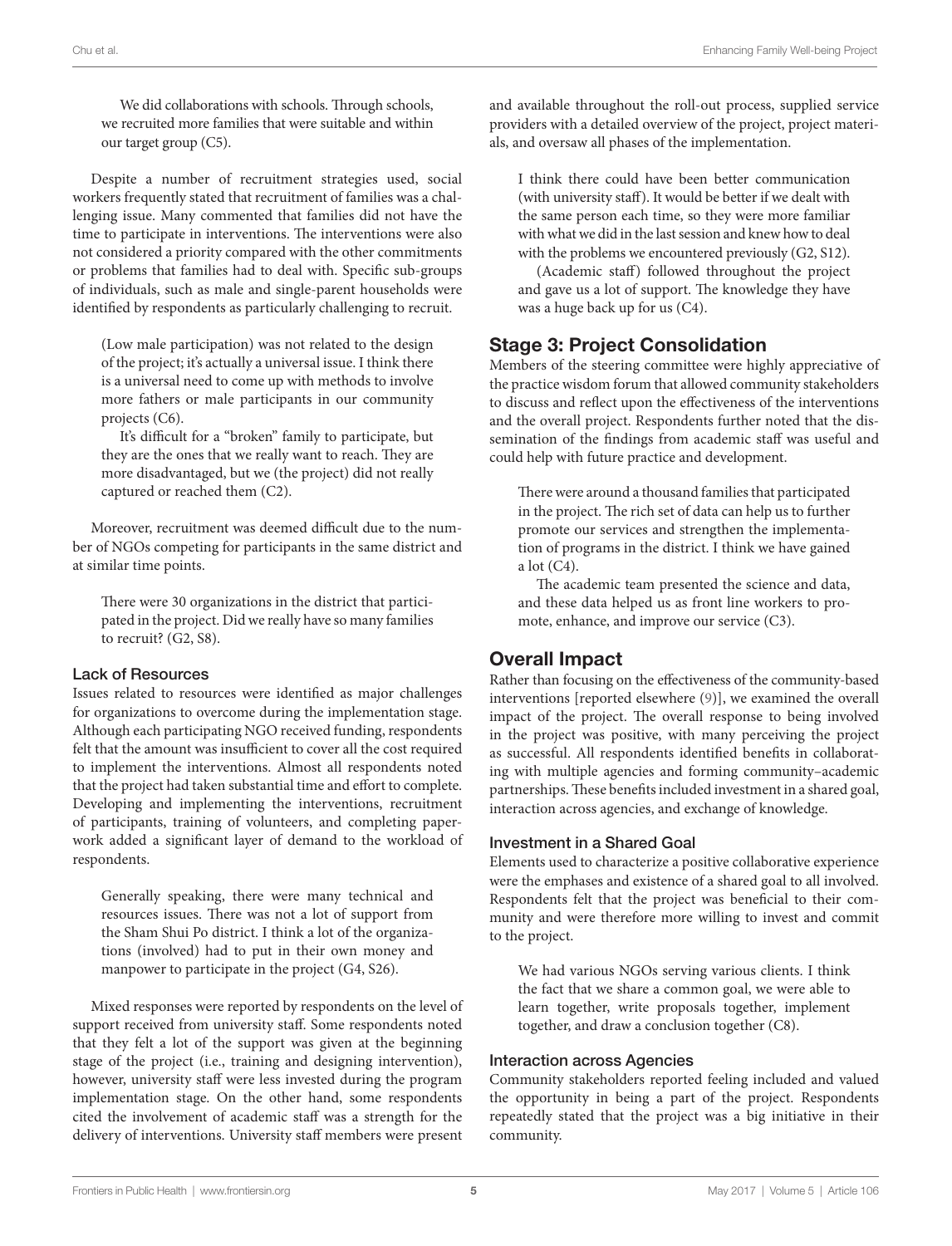We did collaborations with schools. Through schools, we recruited more families that were suitable and within our target group (C5).

Despite a number of recruitment strategies used, social workers frequently stated that recruitment of families was a challenging issue. Many commented that families did not have the time to participate in interventions. The interventions were also not considered a priority compared with the other commitments or problems that families had to deal with. Specific sub-groups of individuals, such as male and single-parent households were identified by respondents as particularly challenging to recruit.

> (Low male participation) was not related to the design of the project; it's actually a universal issue. I think there is a universal need to come up with methods to involve more fathers or male participants in our community projects (C6).
>
> It's difficult for a "broken" family to participate, but they are the ones that we really want to reach. They are more disadvantaged, but we (the project) did not really captured or reached them (C2).

Moreover, recruitment was deemed difficult due to the number of NGOs competing for participants in the same district and at similar time points.

> There were 30 organizations in the district that participated in the project. Did we really have so many families to recruit? (G2, S8).

### Lack of Resources

Issues related to resources were identified as major challenges for organizations to overcome during the implementation stage. Although each participating NGO received funding, respondents felt that the amount was insufficient to cover all the cost required to implement the interventions. Almost all respondents noted that the project had taken substantial time and effort to complete. Developing and implementing the interventions, recruitment of participants, training of volunteers, and completing paperwork added a significant layer of demand to the workload of respondents.

> Generally speaking, there were many technical and resources issues. There was not a lot of support from the Sham Shui Po district. I think a lot of the organizations (involved) had to put in their own money and manpower to participate in the project (G4, S26).

Mixed responses were reported by respondents on the level of support received from university staff. Some respondents noted that they felt a lot of the support was given at the beginning stage of the project (i.e., training and designing intervention), however, university staff were less invested during the program implementation stage. On the other hand, some respondents cited the involvement of academic staff was a strength for the delivery of interventions. University staff members were present and available throughout the roll-out process, supplied service providers with a detailed overview of the project, project materials, and oversaw all phases of the implementation.

> I think there could have been better communication (with university staff). It would be better if we dealt with the same person each time, so they were more familiar with what we did in the last session and knew how to deal with the problems we encountered previously (G2, S12).
>
> (Academic staff) followed throughout the project and gave us a lot of support. The knowledge they have was a huge back up for us (C4).

## Stage 3: Project Consolidation

Members of the steering committee were highly appreciative of the practice wisdom forum that allowed community stakeholders to discuss and reflect upon the effectiveness of the interventions and the overall project. Respondents further noted that the dissemination of the findings from academic staff was useful and could help with future practice and development.

> There were around a thousand families that participated in the project. The rich set of data can help us to further promote our services and strengthen the implementation of programs in the district. I think we have gained a lot (C4).
>
> The academic team presented the science and data, and these data helped us as front line workers to promote, enhance, and improve our service (C3).

## Overall Impact

Rather than focusing on the effectiveness of the community-based interventions [reported elsewhere (9)], we examined the overall impact of the project. The overall response to being involved in the project was positive, with many perceiving the project as successful. All respondents identified benefits in collaborating with multiple agencies and forming community–academic partnerships. These benefits included investment in a shared goal, interaction across agencies, and exchange of knowledge.

### Investment in a Shared Goal

Elements used to characterize a positive collaborative experience were the emphases and existence of a shared goal to all involved. Respondents felt that the project was beneficial to their community and were therefore more willing to invest and commit to the project.

> We had various NGOs serving various clients. I think the fact that we share a common goal, we were able to learn together, write proposals together, implement together, and draw a conclusion together (C8).

### Interaction across Agencies

Community stakeholders reported feeling included and valued the opportunity in being a part of the project. Respondents repeatedly stated that the project was a big initiative in their community.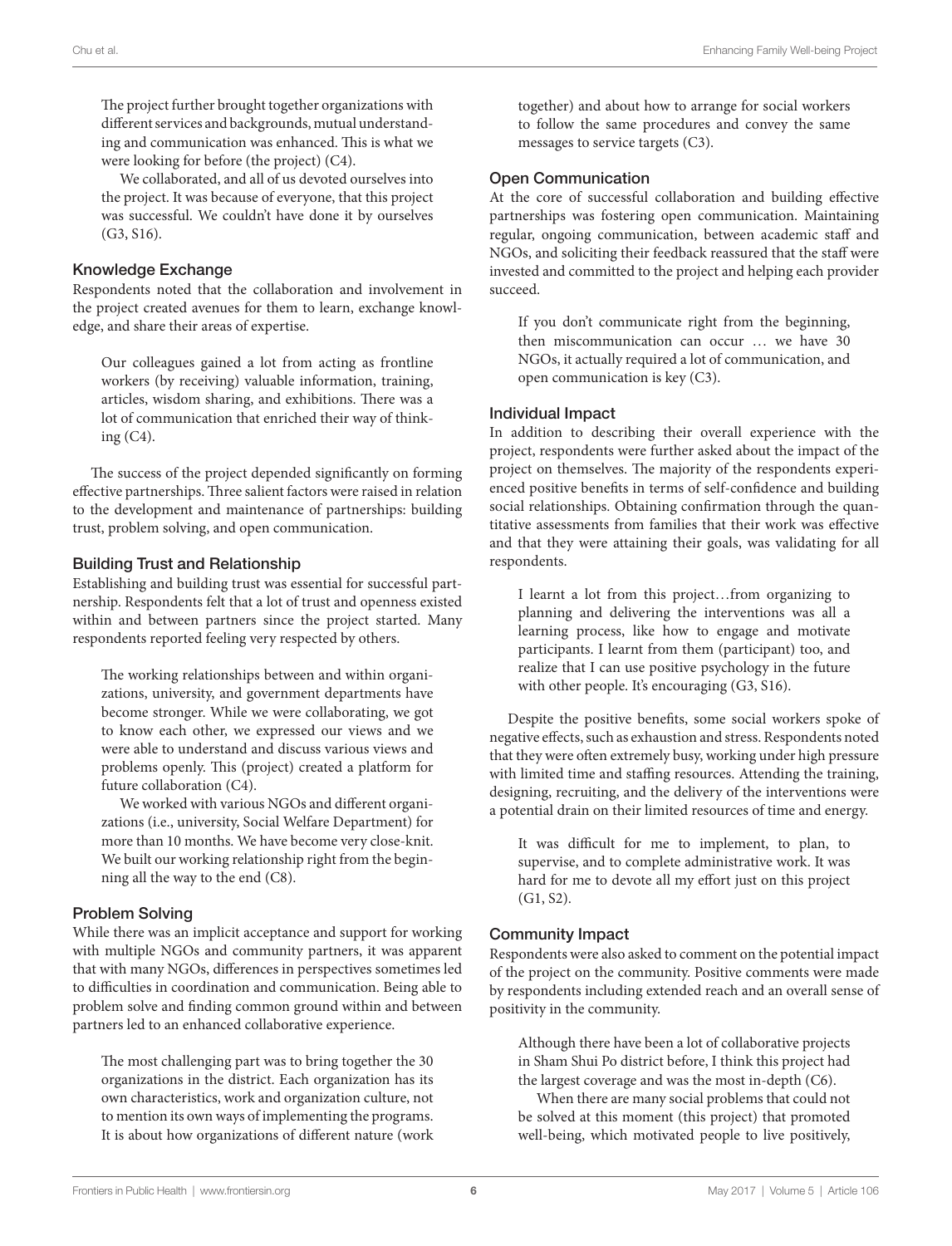The project further brought together organizations with different services and backgrounds, mutual understanding and communication was enhanced. This is what we were looking for before (the project) (C4).

We collaborated, and all of us devoted ourselves into the project. It was because of everyone, that this project was successful. We couldn't have done it by ourselves (G3, S16).

### Knowledge Exchange

Respondents noted that the collaboration and involvement in the project created avenues for them to learn, exchange knowledge, and share their areas of expertise.

> Our colleagues gained a lot from acting as frontline workers (by receiving) valuable information, training, articles, wisdom sharing, and exhibitions. There was a lot of communication that enriched their way of thinking (C4).

The success of the project depended significantly on forming effective partnerships. Three salient factors were raised in relation to the development and maintenance of partnerships: building trust, problem solving, and open communication.

### Building Trust and Relationship

Establishing and building trust was essential for successful partnership. Respondents felt that a lot of trust and openness existed within and between partners since the project started. Many respondents reported feeling very respected by others.

> The working relationships between and within organizations, university, and government departments have become stronger. While we were collaborating, we got to know each other, we expressed our views and we were able to understand and discuss various views and problems openly. This (project) created a platform for future collaboration (C4).
>
> We worked with various NGOs and different organizations (i.e., university, Social Welfare Department) for more than 10 months. We have become very close-knit. We built our working relationship right from the beginning all the way to the end (C8).

### Problem Solving

While there was an implicit acceptance and support for working with multiple NGOs and community partners, it was apparent that with many NGOs, differences in perspectives sometimes led to difficulties in coordination and communication. Being able to problem solve and finding common ground within and between partners led to an enhanced collaborative experience.

> The most challenging part was to bring together the 30 organizations in the district. Each organization has its own characteristics, work and organization culture, not to mention its own ways of implementing the programs. It is about how organizations of different nature (work together) and about how to arrange for social workers to follow the same procedures and convey the same messages to service targets (C3).

### Open Communication

At the core of successful collaboration and building effective partnerships was fostering open communication. Maintaining regular, ongoing communication, between academic staff and NGOs, and soliciting their feedback reassured that the staff were invested and committed to the project and helping each provider succeed.

> If you don't communicate right from the beginning, then miscommunication can occur … we have 30 NGOs, it actually required a lot of communication, and open communication is key (C3).

### Individual Impact

In addition to describing their overall experience with the project, respondents were further asked about the impact of the project on themselves. The majority of the respondents experienced positive benefits in terms of self-confidence and building social relationships. Obtaining confirmation through the quantitative assessments from families that their work was effective and that they were attaining their goals, was validating for all respondents.

> I learnt a lot from this project…from organizing to planning and delivering the interventions was all a learning process, like how to engage and motivate participants. I learnt from them (participant) too, and realize that I can use positive psychology in the future with other people. It's encouraging (G3, S16).

Despite the positive benefits, some social workers spoke of negative effects, such as exhaustion and stress. Respondents noted that they were often extremely busy, working under high pressure with limited time and staffing resources. Attending the training, designing, recruiting, and the delivery of the interventions were a potential drain on their limited resources of time and energy.

> It was difficult for me to implement, to plan, to supervise, and to complete administrative work. It was hard for me to devote all my effort just on this project (G1, S2).

### Community Impact

Respondents were also asked to comment on the potential impact of the project on the community. Positive comments were made by respondents including extended reach and an overall sense of positivity in the community.

> Although there have been a lot of collaborative projects in Sham Shui Po district before, I think this project had the largest coverage and was the most in-depth (C6).
>
> When there are many social problems that could not be solved at this moment (this project) that promoted well-being, which motivated people to live positively,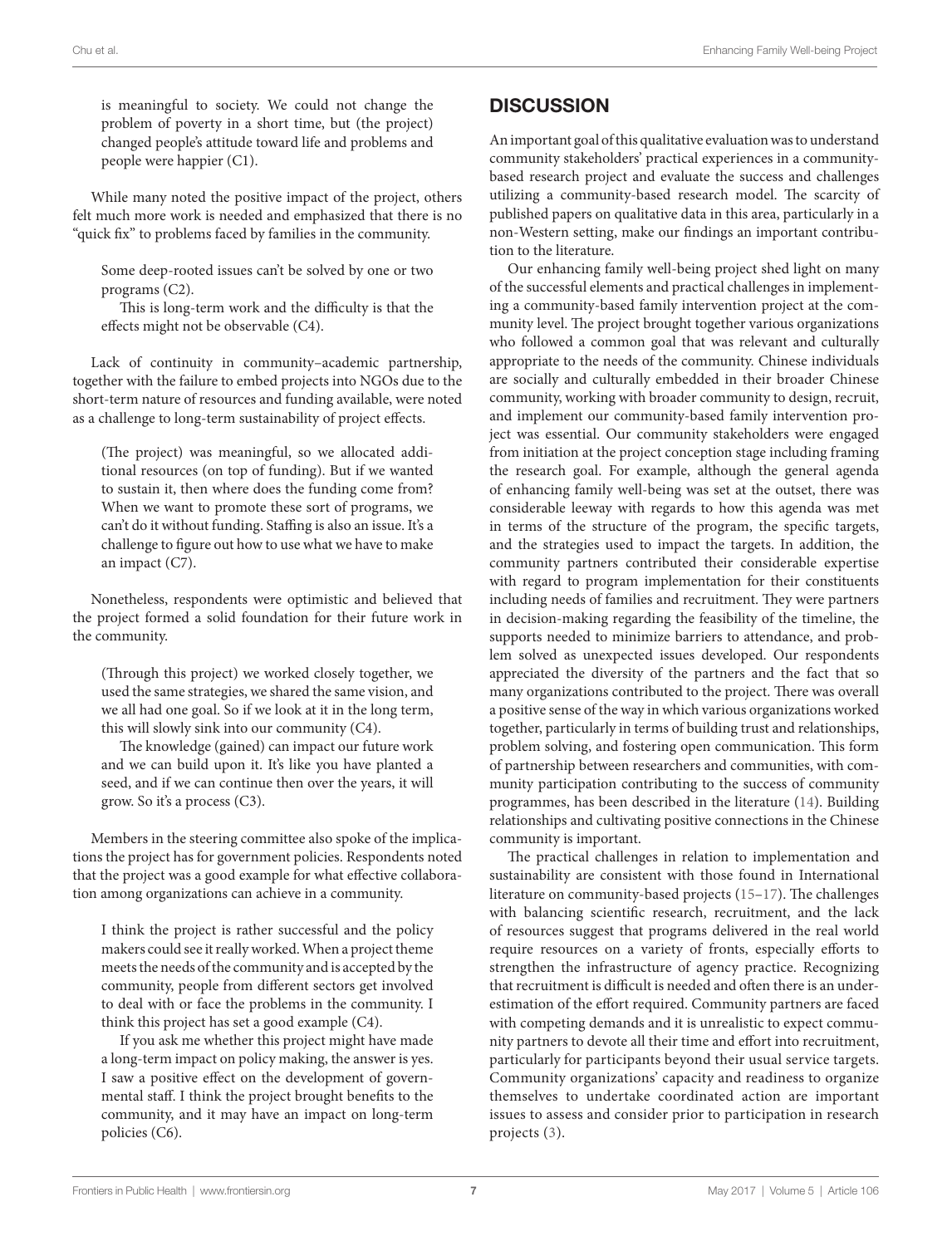> is meaningful to society. We could not change the problem of poverty in a short time, but (the project) changed people's attitude toward life and problems and people were happier (C1).

While many noted the positive impact of the project, others felt much more work is needed and emphasized that there is no "quick fix" to problems faced by families in the community.

> Some deep-rooted issues can't be solved by one or two programs (C2).
>
> This is long-term work and the difficulty is that the effects might not be observable (C4).

Lack of continuity in community–academic partnership, together with the failure to embed projects into NGOs due to the short-term nature of resources and funding available, were noted as a challenge to long-term sustainability of project effects.

> (The project) was meaningful, so we allocated additional resources (on top of funding). But if we wanted to sustain it, then where does the funding come from? When we want to promote these sort of programs, we can't do it without funding. Staffing is also an issue. It's a challenge to figure out how to use what we have to make an impact (C7).

Nonetheless, respondents were optimistic and believed that the project formed a solid foundation for their future work in the community.

> (Through this project) we worked closely together, we used the same strategies, we shared the same vision, and we all had one goal. So if we look at it in the long term, this will slowly sink into our community (C4).
>
> The knowledge (gained) can impact our future work and we can build upon it. It's like you have planted a seed, and if we can continue then over the years, it will grow. So it's a process (C3).

Members in the steering committee also spoke of the implications the project has for government policies. Respondents noted that the project was a good example for what effective collaboration among organizations can achieve in a community.

> I think the project is rather successful and the policy makers could see it really worked. When a project theme meets the needs of the community and is accepted by the community, people from different sectors get involved to deal with or face the problems in the community. I think this project has set a good example (C4).
>
> If you ask me whether this project might have made a long-term impact on policy making, the answer is yes. I saw a positive effect on the development of governmental staff. I think the project brought benefits to the community, and it may have an impact on long-term policies (C6).

## DISCUSSION

An important goal of this qualitative evaluation was to understand community stakeholders' practical experiences in a community-based research project and evaluate the success and challenges utilizing a community-based research model. The scarcity of published papers on qualitative data in this area, particularly in a non-Western setting, make our findings an important contribution to the literature.

Our enhancing family well-being project shed light on many of the successful elements and practical challenges in implementing a community-based family intervention project at the community level. The project brought together various organizations who followed a common goal that was relevant and culturally appropriate to the needs of the community. Chinese individuals are socially and culturally embedded in their broader Chinese community, working with broader community to design, recruit, and implement our community-based family intervention project was essential. Our community stakeholders were engaged from initiation at the project conception stage including framing the research goal. For example, although the general agenda of enhancing family well-being was set at the outset, there was considerable leeway with regards to how this agenda was met in terms of the structure of the program, the specific targets, and the strategies used to impact the targets. In addition, the community partners contributed their considerable expertise with regard to program implementation for their constituents including needs of families and recruitment. They were partners in decision-making regarding the feasibility of the timeline, the supports needed to minimize barriers to attendance, and problem solved as unexpected issues developed. Our respondents appreciated the diversity of the partners and the fact that so many organizations contributed to the project. There was overall a positive sense of the way in which various organizations worked together, particularly in terms of building trust and relationships, problem solving, and fostering open communication. This form of partnership between researchers and communities, with community participation contributing to the success of community programmes, has been described in the literature (14). Building relationships and cultivating positive connections in the Chinese community is important.

The practical challenges in relation to implementation and sustainability are consistent with those found in International literature on community-based projects (15–17). The challenges with balancing scientific research, recruitment, and the lack of resources suggest that programs delivered in the real world require resources on a variety of fronts, especially efforts to strengthen the infrastructure of agency practice. Recognizing that recruitment is difficult is needed and often there is an underestimation of the effort required. Community partners are faced with competing demands and it is unrealistic to expect community partners to devote all their time and effort into recruitment, particularly for participants beyond their usual service targets. Community organizations' capacity and readiness to organize themselves to undertake coordinated action are important issues to assess and consider prior to participation in research projects (3).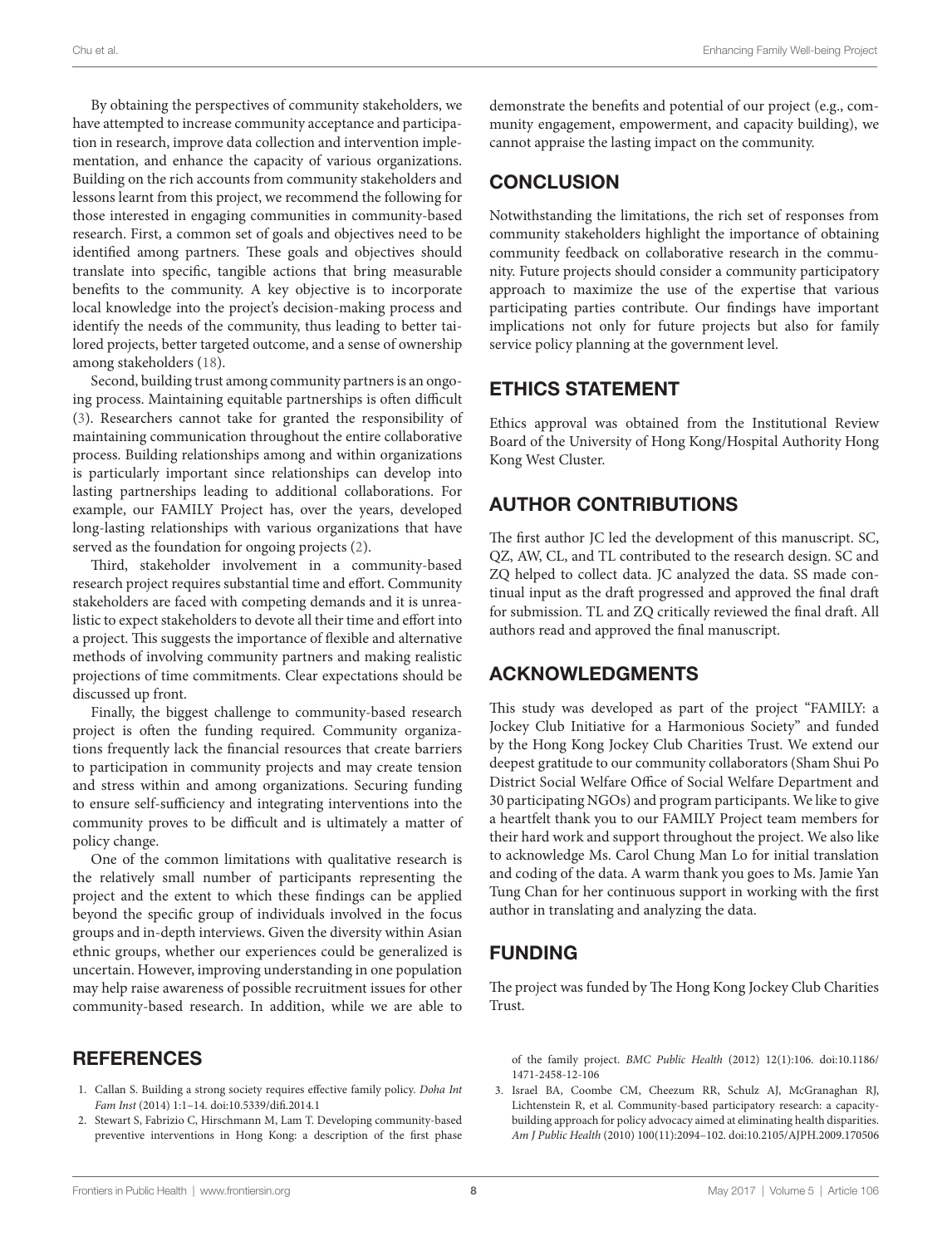By obtaining the perspectives of community stakeholders, we have attempted to increase community acceptance and participation in research, improve data collection and intervention implementation, and enhance the capacity of various organizations. Building on the rich accounts from community stakeholders and lessons learnt from this project, we recommend the following for those interested in engaging communities in community-based research. First, a common set of goals and objectives need to be identified among partners. These goals and objectives should translate into specific, tangible actions that bring measurable benefits to the community. A key objective is to incorporate local knowledge into the project's decision-making process and identify the needs of the community, thus leading to better tailored projects, better targeted outcome, and a sense of ownership among stakeholders (18).

Second, building trust among community partners is an ongoing process. Maintaining equitable partnerships is often difficult (3). Researchers cannot take for granted the responsibility of maintaining communication throughout the entire collaborative process. Building relationships among and within organizations is particularly important since relationships can develop into lasting partnerships leading to additional collaborations. For example, our FAMILY Project has, over the years, developed long-lasting relationships with various organizations that have served as the foundation for ongoing projects (2).

Third, stakeholder involvement in a community-based research project requires substantial time and effort. Community stakeholders are faced with competing demands and it is unrealistic to expect stakeholders to devote all their time and effort into a project. This suggests the importance of flexible and alternative methods of involving community partners and making realistic projections of time commitments. Clear expectations should be discussed up front.

Finally, the biggest challenge to community-based research project is often the funding required. Community organizations frequently lack the financial resources that create barriers to participation in community projects and may create tension and stress within and among organizations. Securing funding to ensure self-sufficiency and integrating interventions into the community proves to be difficult and is ultimately a matter of policy change.

One of the common limitations with qualitative research is the relatively small number of participants representing the project and the extent to which these findings can be applied beyond the specific group of individuals involved in the focus groups and in-depth interviews. Given the diversity within Asian ethnic groups, whether our experiences could be generalized is uncertain. However, improving understanding in one population may help raise awareness of possible recruitment issues for other community-based research. In addition, while we are able to demonstrate the benefits and potential of our project (e.g., community engagement, empowerment, and capacity building), we cannot appraise the lasting impact on the community.

## CONCLUSION

Notwithstanding the limitations, the rich set of responses from community stakeholders highlight the importance of obtaining community feedback on collaborative research in the community. Future projects should consider a community participatory approach to maximize the use of the expertise that various participating parties contribute. Our findings have important implications not only for future projects but also for family service policy planning at the government level.

## ETHICS STATEMENT

Ethics approval was obtained from the Institutional Review Board of the University of Hong Kong/Hospital Authority Hong Kong West Cluster.

## AUTHOR CONTRIBUTIONS

The first author JC led the development of this manuscript. SC, QZ, AW, CL, and TL contributed to the research design. SC and ZQ helped to collect data. JC analyzed the data. SS made continual input as the draft progressed and approved the final draft for submission. TL and ZQ critically reviewed the final draft. All authors read and approved the final manuscript.

## ACKNOWLEDGMENTS

This study was developed as part of the project "FAMILY: a Jockey Club Initiative for a Harmonious Society" and funded by the Hong Kong Jockey Club Charities Trust. We extend our deepest gratitude to our community collaborators (Sham Shui Po District Social Welfare Office of Social Welfare Department and 30 participating NGOs) and program participants. We like to give a heartfelt thank you to our FAMILY Project team members for their hard work and support throughout the project. We also like to acknowledge Ms. Carol Chung Man Lo for initial translation and coding of the data. A warm thank you goes to Ms. Jamie Yan Tung Chan for her continuous support in working with the first author in translating and analyzing the data.

## FUNDING

The project was funded by The Hong Kong Jockey Club Charities Trust.

## REFERENCES

1. Callan S. Building a strong society requires effective family policy. *Doha Int Fam Inst* (2014) 1:1–14. doi:10.5339/difi.2014.1
2. Stewart S, Fabrizio C, Hirschmann M, Lam T. Developing community-based preventive interventions in Hong Kong: a description of the first phase of the family project. *BMC Public Health* (2012) 12(1):106. doi:10.1186/1471-2458-12-106
3. Israel BA, Coombe CM, Cheezum RR, Schulz AJ, McGranaghan RJ, Lichtenstein R, et al. Community-based participatory research: a capacity-building approach for policy advocacy aimed at eliminating health disparities. *Am J Public Health* (2010) 100(11):2094–102. doi:10.2105/AJPH.2009.170506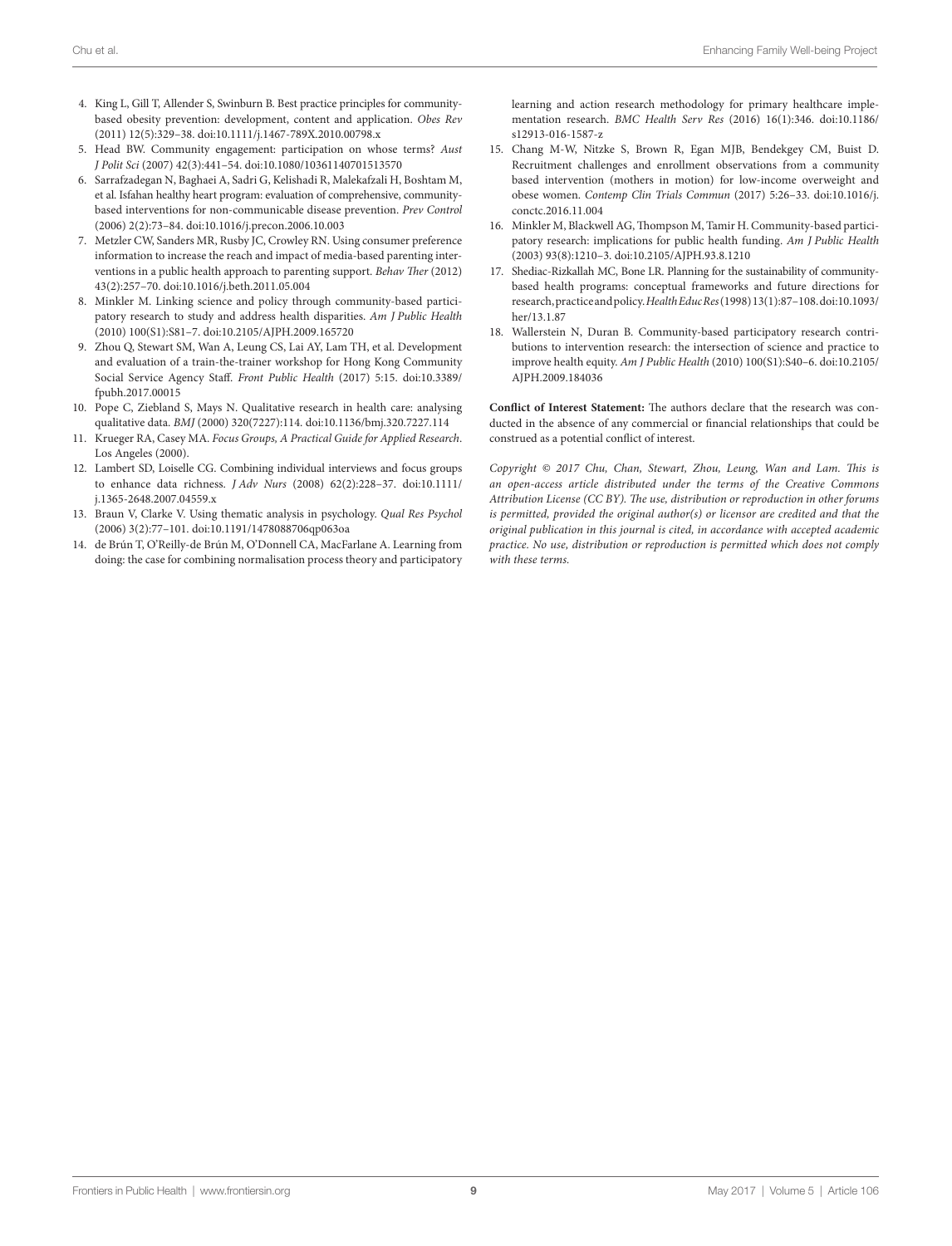4. King L, Gill T, Allender S, Swinburn B. Best practice principles for community-based obesity prevention: development, content and application. *Obes Rev* (2011) 12(5):329–38. doi:10.1111/j.1467-789X.2010.00798.x
5. Head BW. Community engagement: participation on whose terms? *Aust J Polit Sci* (2007) 42(3):441–54. doi:10.1080/10361140701513570
6. Sarrafzadegan N, Baghaei A, Sadri G, Kelishadi R, Malekafzali H, Boshtam M, et al. Isfahan healthy heart program: evaluation of comprehensive, community-based interventions for non-communicable disease prevention. *Prev Control* (2006) 2(2):73–84. doi:10.1016/j.precon.2006.10.003
7. Metzler CW, Sanders MR, Rusby JC, Crowley RN. Using consumer preference information to increase the reach and impact of media-based parenting interventions in a public health approach to parenting support. *Behav Ther* (2012) 43(2):257–70. doi:10.1016/j.beth.2011.05.004
8. Minkler M. Linking science and policy through community-based participatory research to study and address health disparities. *Am J Public Health* (2010) 100(S1):S81–7. doi:10.2105/AJPH.2009.165720
9. Zhou Q, Stewart SM, Wan A, Leung CS, Lai AY, Lam TH, et al. Development and evaluation of a train-the-trainer workshop for Hong Kong Community Social Service Agency Staff. *Front Public Health* (2017) 5:15. doi:10.3389/fpubh.2017.00015
10. Pope C, Ziebland S, Mays N. Qualitative research in health care: analysing qualitative data. *BMJ* (2000) 320(7227):114. doi:10.1136/bmj.320.7227.114
11. Krueger RA, Casey MA. *Focus Groups, A Practical Guide for Applied Research*. Los Angeles (2000).
12. Lambert SD, Loiselle CG. Combining individual interviews and focus groups to enhance data richness. *J Adv Nurs* (2008) 62(2):228–37. doi:10.1111/j.1365-2648.2007.04559.x
13. Braun V, Clarke V. Using thematic analysis in psychology. *Qual Res Psychol* (2006) 3(2):77–101. doi:10.1191/1478088706qp063oa
14. de Brún T, O'Reilly-de Brún M, O'Donnell CA, MacFarlane A. Learning from doing: the case for combining normalisation process theory and participatory learning and action research methodology for primary healthcare implementation research. *BMC Health Serv Res* (2016) 16(1):346. doi:10.1186/s12913-016-1587-z
15. Chang M-W, Nitzke S, Brown R, Egan MJB, Bendekgey CM, Buist D. Recruitment challenges and enrollment observations from a community based intervention (mothers in motion) for low-income overweight and obese women. *Contemp Clin Trials Commun* (2017) 5:26–33. doi:10.1016/j.conctc.2016.11.004
16. Minkler M, Blackwell AG, Thompson M, Tamir H. Community-based participatory research: implications for public health funding. *Am J Public Health* (2003) 93(8):1210–3. doi:10.2105/AJPH.93.8.1210
17. Shediac-Rizkallah MC, Bone LR. Planning for the sustainability of community-based health programs: conceptual frameworks and future directions for research, practice and policy. *Health Educ Res* (1998) 13(1):87–108. doi:10.1093/her/13.1.87
18. Wallerstein N, Duran B. Community-based participatory research contributions to intervention research: the intersection of science and practice to improve health equity. *Am J Public Health* (2010) 100(S1):S40–6. doi:10.2105/AJPH.2009.184036

**Conflict of Interest Statement:** The authors declare that the research was conducted in the absence of any commercial or financial relationships that could be construed as a potential conflict of interest.

*Copyright © 2017 Chu, Chan, Stewart, Zhou, Leung, Wan and Lam. This is an open-access article distributed under the terms of the Creative Commons Attribution License (CC BY). The use, distribution or reproduction in other forums is permitted, provided the original author(s) or licensor are credited and that the original publication in this journal is cited, in accordance with accepted academic practice. No use, distribution or reproduction is permitted which does not comply with these terms.*